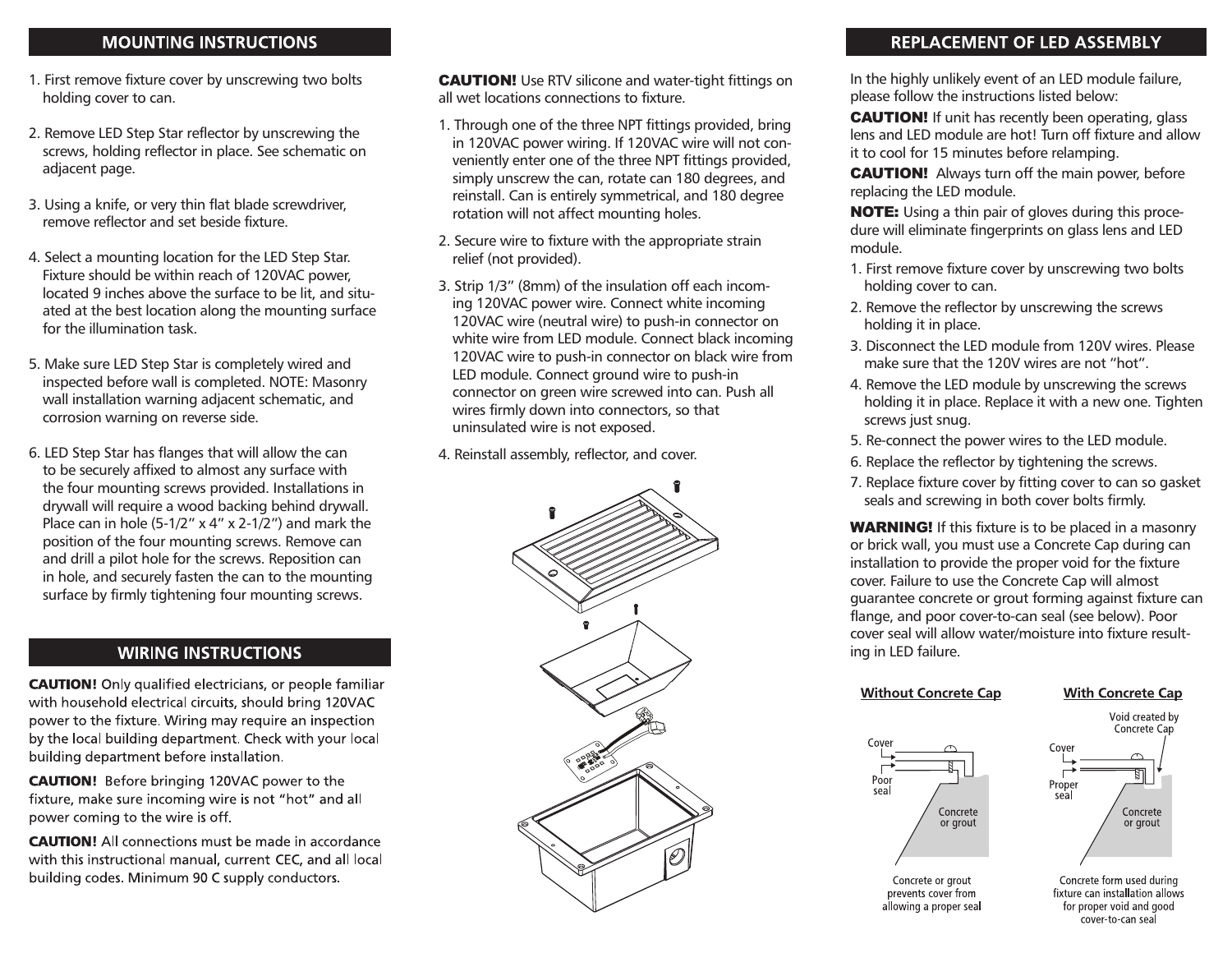## MOUNTING INSTRUCTIONS

1. First remove fixture cover by unscrewing two bolts holding cover to can.

2. Remove LED Step Star reflector by unscrewing the screws, holding reflector in place. See schematic on adjacent page.

3. Using a knife, or very thin flat blade screwdriver, remove reflector and set beside fixture.

4. Select a mounting location for the LED Step Star. Fixture should be within reach of 120VAC power, located 9 inches above the surface to be lit, and situated at the best location along the mounting surface for the illumination task.

5. Make sure LED Step Star is completely wired and inspected before wall is completed. NOTE: Masonry wall installation warning adjacent schematic, and corrosion warning on reverse side.

6. LED Step Star has flanges that will allow the can to be securely affixed to almost any surface with the four mounting screws provided. Installations in drywall will require a wood backing behind drywall. Place can in hole (5-1/2" x 4" x 2-1/2") and mark the position of the four mounting screws. Remove can and drill a pilot hole for the screws. Reposition can in hole, and securely fasten the can to the mounting surface by firmly tightening four mounting screws.

## WIRING INSTRUCTIONS

**CAUTION!** Only qualified electricians, or people familiar with household electrical circuits, should bring 120VAC power to the fixture. Wiring may require an inspection by the local building department. Check with your local building department before installation.

**CAUTION!** Before bringing 120VAC power to the fixture, make sure incoming wire is not "hot" and all power coming to the wire is off.

**CAUTION!** All connections must be made in accordance with this instructional manual, current CEC, and all local building codes. Minimum 90 C supply conductors.

**CAUTION!** Use RTV silicone and water-tight fittings on all wet locations connections to fixture.

1. Through one of the three NPT fittings provided, bring in 120VAC power wiring. If 120VAC wire will not conveniently enter one of the three NPT fittings provided, simply unscrew the can, rotate can 180 degrees, and reinstall. Can is entirely symmetrical, and 180 degree rotation will not affect mounting holes.
2. Secure wire to fixture with the appropriate strain relief (not provided).
3. Strip 1/3" (8mm) of the insulation off each incoming 120VAC power wire. Connect white incoming 120VAC wire (neutral wire) to push-in connector on white wire from LED module. Connect black incoming 120VAC wire to push-in connector on black wire from LED module. Connect ground wire to push-in connector on green wire screwed into can. Push all wires firmly down into connectors, so that uninsulated wire is not exposed.
4. Reinstall assembly, reflector, and cover.

## REPLACEMENT OF LED ASSEMBLY

In the highly unlikely event of an LED module failure, please follow the instructions listed below:

**CAUTION!** If unit has recently been operating, glass lens and LED module are hot! Turn off fixture and allow it to cool for 15 minutes before relamping.

**CAUTION!** Always turn off the main power, before replacing the LED module.

**NOTE:** Using a thin pair of gloves during this procedure will eliminate fingerprints on glass lens and LED module.

1. First remove fixture cover by unscrewing two bolts holding cover to can.
2. Remove the reflector by unscrewing the screws holding it in place.
3. Disconnect the LED module from 120V wires. Please make sure that the 120V wires are not "hot".
4. Remove the LED module by unscrewing the screws holding it in place. Replace it with a new one. Tighten screws just snug.
5. Re-connect the power wires to the LED module.
6. Replace the reflector by tightening the screws.
7. Replace fixture cover by fitting cover to can so gasket seals and screwing in both cover bolts firmly.

**WARNING!** If this fixture is to be placed in a masonry or brick wall, you must use a Concrete Cap during can installation to provide the proper void for the fixture cover. Failure to use the Concrete Cap will almost guarantee concrete or grout forming against fixture can flange, and poor cover-to-can seal (see below). Poor cover seal will allow water/moisture into fixture resulting in LED failure.

**Without Concrete Cap**

Cover

Poor seal

Concrete or grout

Concrete or grout prevents cover from allowing a proper seal

**With Concrete Cap**

Void created by Concrete Cap

Cover

Proper seal

Concrete or grout

Concrete form used during fixture can installation allows for proper void and good cover-to-can seal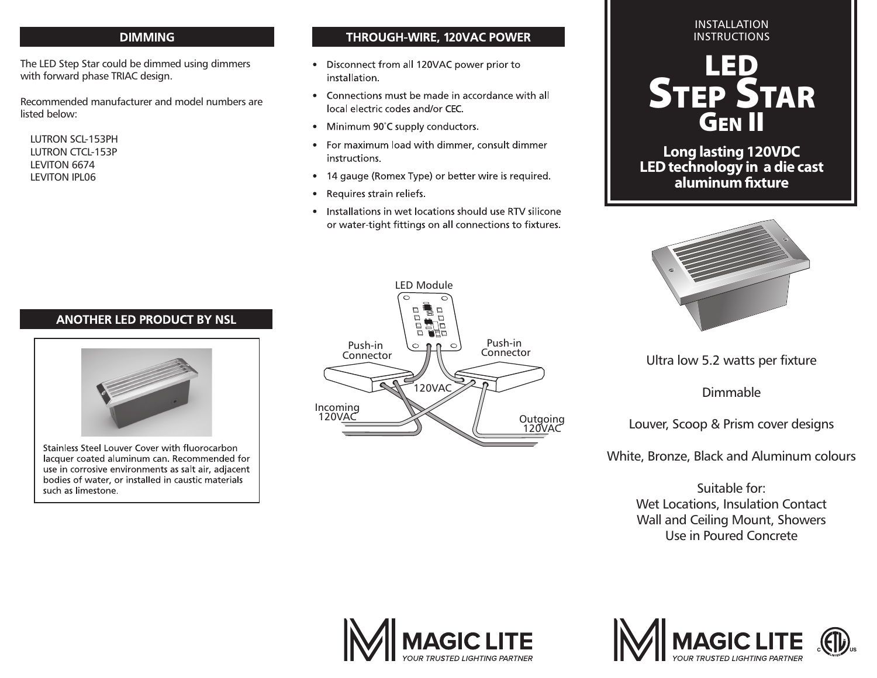## DIMMING

The LED Step Star could be dimmed using dimmers with forward phase TRIAC design.

Recommended manufacturer and model numbers are listed below:

LUTRON SCL-153PH
LUTRON CTCL-153P
LEVITON 6674
LEVITON IPL06

## ANOTHER LED PRODUCT BY NSL

Stainless Steel Louver Cover with fluorocarbon lacquer coated aluminum can. Recommended for use in corrosive environments as salt air, adjacent bodies of water, or installed in caustic materials such as limestone.

## THROUGH-WIRE, 120VAC POWER

- Disconnect from all 120VAC power prior to installation.
- Connections must be made in accordance with all local electric codes and/or CEC.
- Minimum 90˚C supply conductors.
- For maximum load with dimmer, consult dimmer instructions.
- 14 gauge (Romex Type) or better wire is required.
- Requires strain reliefs.
- Installations in wet locations should use RTV silicone or water-tight fittings on all connections to fixtures.

LED Module
Push-in Connector
Push-in Connector
120VAC
Incoming 120VAC
Outgoing 120VAC

MAGIC LITE
YOUR TRUSTED LIGHTING PARTNER

INSTALLATION INSTRUCTIONS

# LED STEP STAR GEN II

**Long lasting 120VDC LED technology in a die cast aluminum fixture**

Ultra low 5.2 watts per fixture

Dimmable

Louver, Scoop & Prism cover designs

White, Bronze, Black and Aluminum colours

Suitable for:
Wet Locations, Insulation Contact
Wall and Ceiling Mount, Showers
Use in Poured Concrete

MAGIC LITE
YOUR TRUSTED LIGHTING PARTNER